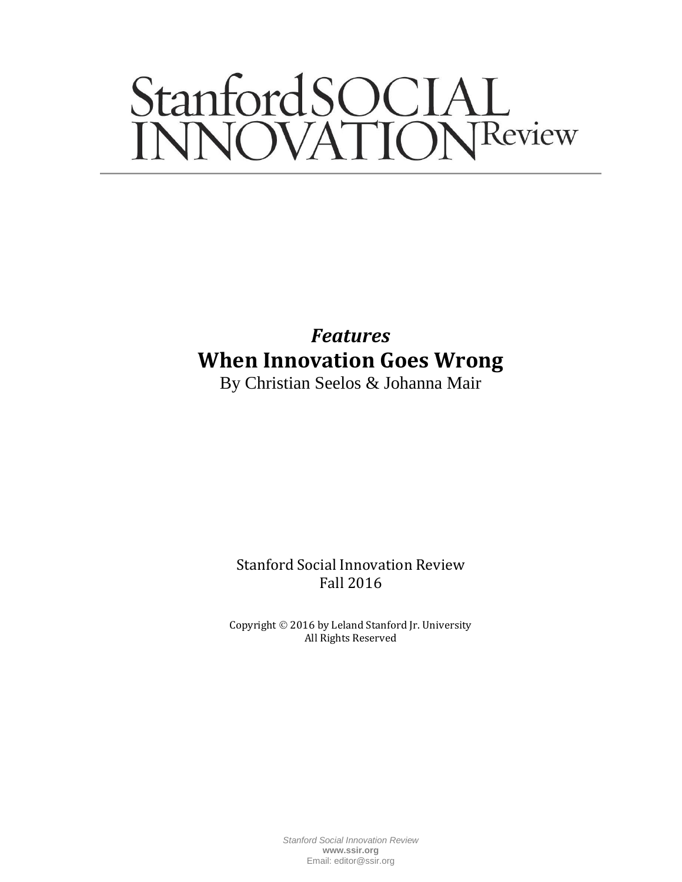# Stanford SOCIAL INNOVATION Review

*Features*

## When Innovation Goes Wrong

By Christian Seelos & Johanna Mair

Stanford Social Innovation Review
Fall 2016

Copyright © 2016 by Leland Stanford Jr. University
All Rights Reserved

*Stanford Social Innovation Review*
**www.ssir.org**
Email: editor@ssir.org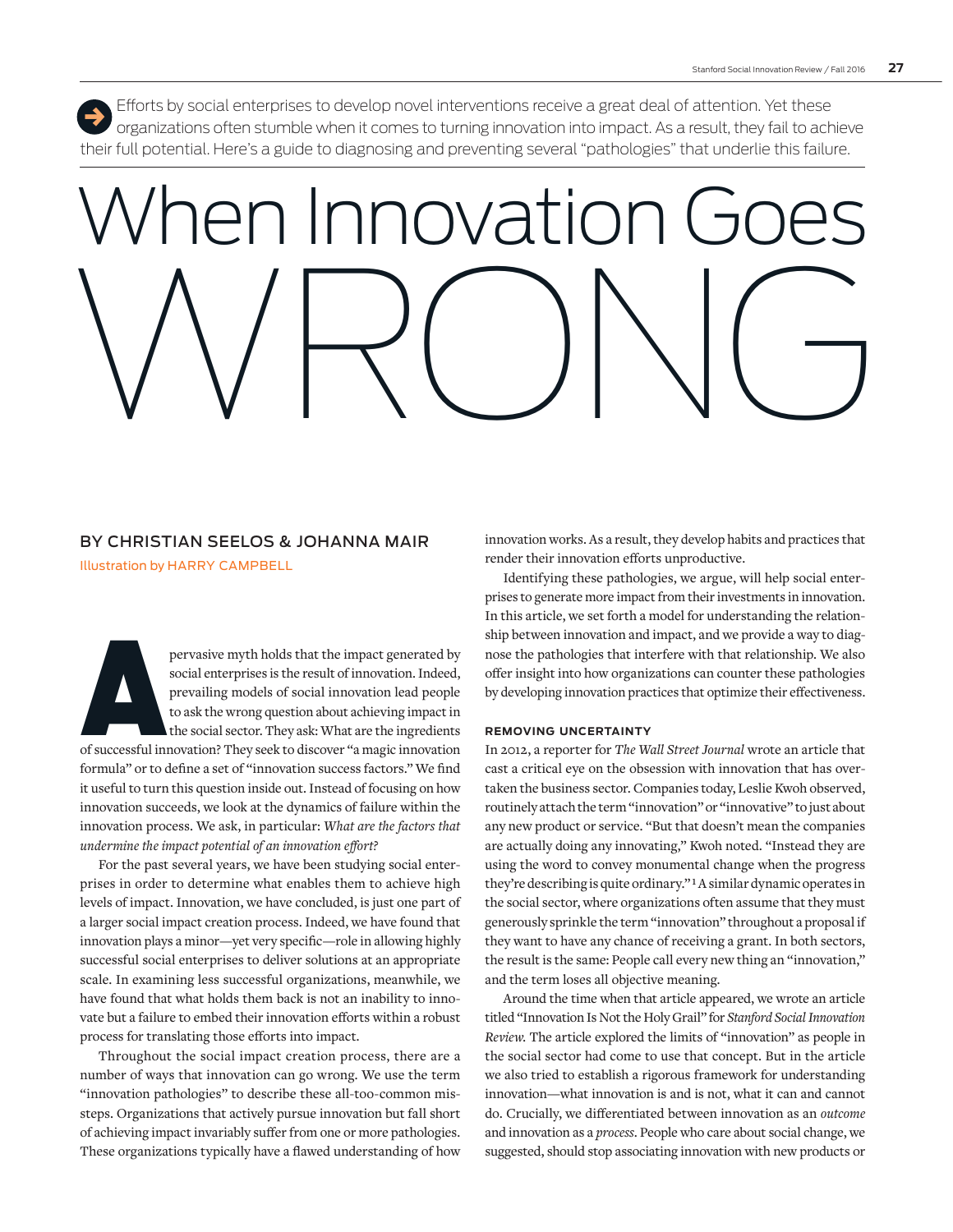Efforts by social enterprises to develop novel interventions receive a great deal of attention. Yet these organizations often stumble when it comes to turning innovation into impact. As a result, they fail to achieve their full potential. Here's a guide to diagnosing and preventing several "pathologies" that underlie this failure.

# When Innovation Goes WRONG

BY CHRISTIAN SEELOS & JOHANNA MAIR

Illustration by HARRY CAMPBELL

A pervasive myth holds that the impact generated by social enterprises is the result of innovation. Indeed, prevailing models of social innovation lead people to ask the wrong question about achieving impact in the social sector. They ask: What are the ingredients of successful innovation? They seek to discover "a magic innovation formula" or to define a set of "innovation success factors." We find it useful to turn this question inside out. Instead of focusing on how innovation succeeds, we look at the dynamics of failure within the innovation process. We ask, in particular: *What are the factors that undermine the impact potential of an innovation effort?*

For the past several years, we have been studying social enterprises in order to determine what enables them to achieve high levels of impact. Innovation, we have concluded, is just one part of a larger social impact creation process. Indeed, we have found that innovation plays a minor—yet very specific—role in allowing highly successful social enterprises to deliver solutions at an appropriate scale. In examining less successful organizations, meanwhile, we have found that what holds them back is not an inability to innovate but a failure to embed their innovation efforts within a robust process for translating those efforts into impact.

Throughout the social impact creation process, there are a number of ways that innovation can go wrong. We use the term "innovation pathologies" to describe these all-too-common missteps. Organizations that actively pursue innovation but fall short of achieving impact invariably suffer from one or more pathologies. These organizations typically have a flawed understanding of how innovation works. As a result, they develop habits and practices that render their innovation efforts unproductive.

Identifying these pathologies, we argue, will help social enterprises to generate more impact from their investments in innovation. In this article, we set forth a model for understanding the relationship between innovation and impact, and we provide a way to diagnose the pathologies that interfere with that relationship. We also offer insight into how organizations can counter these pathologies by developing innovation practices that optimize their effectiveness.

### REMOVING UNCERTAINTY

In 2012, a reporter for *The Wall Street Journal* wrote an article that cast a critical eye on the obsession with innovation that has overtaken the business sector. Companies today, Leslie Kwoh observed, routinely attach the term "innovation" or "innovative" to just about any new product or service. "But that doesn't mean the companies are actually doing any innovating," Kwoh noted. "Instead they are using the word to convey monumental change when the progress they're describing is quite ordinary."[1] A similar dynamic operates in the social sector, where organizations often assume that they must generously sprinkle the term "innovation" throughout a proposal if they want to have any chance of receiving a grant. In both sectors, the result is the same: People call every new thing an "innovation," and the term loses all objective meaning.

Around the time when that article appeared, we wrote an article titled "Innovation Is Not the Holy Grail" for *Stanford Social Innovation Review*. The article explored the limits of "innovation" as people in the social sector had come to use that concept. But in the article we also tried to establish a rigorous framework for understanding innovation—what innovation is and is not, what it can and cannot do. Crucially, we differentiated between innovation as an *outcome* and innovation as a *process*. People who care about social change, we suggested, should stop associating innovation with new products or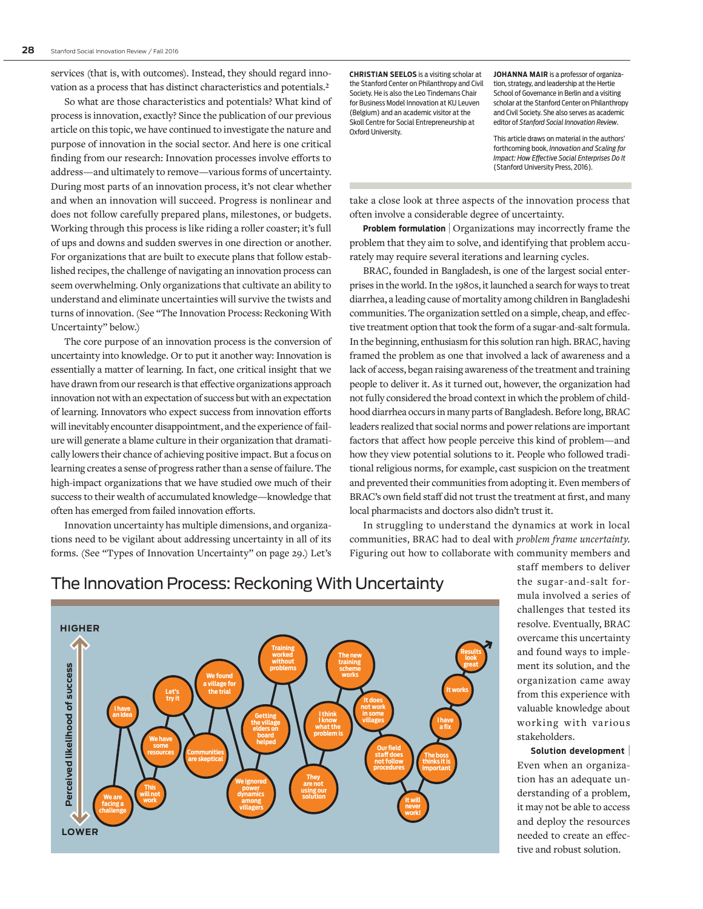services (that is, with outcomes). Instead, they should regard innovation as a process that has distinct characteristics and potentials.[2]

So what are those characteristics and potentials? What kind of process is innovation, exactly? Since the publication of our previous article on this topic, we have continued to investigate the nature and purpose of innovation in the social sector. And here is one critical finding from our research: Innovation processes involve efforts to address—and ultimately to remove—various forms of uncertainty. During most parts of an innovation process, it's not clear whether and when an innovation will succeed. Progress is nonlinear and does not follow carefully prepared plans, milestones, or budgets. Working through this process is like riding a roller coaster; it's full of ups and downs and sudden swerves in one direction or another. For organizations that are built to execute plans that follow established recipes, the challenge of navigating an innovation process can seem overwhelming. Only organizations that cultivate an ability to understand and eliminate uncertainties will survive the twists and turns of innovation. (See "The Innovation Process: Reckoning With Uncertainty" below.)

The core purpose of an innovation process is the conversion of uncertainty into knowledge. Or to put it another way: Innovation is essentially a matter of learning. In fact, one critical insight that we have drawn from our research is that effective organizations approach innovation not with an expectation of success but with an expectation of learning. Innovators who expect success from innovation efforts will inevitably encounter disappointment, and the experience of failure will generate a blame culture in their organization that dramatically lowers their chance of achieving positive impact. But a focus on learning creates a sense of progress rather than a sense of failure. The high-impact organizations that we have studied owe much of their success to their wealth of accumulated knowledge—knowledge that often has emerged from failed innovation efforts.

Innovation uncertainty has multiple dimensions, and organizations need to be vigilant about addressing uncertainty in all of its forms. (See "Types of Innovation Uncertainty" on page 29.) Let's take a close look at three aspects of the innovation process that often involve a considerable degree of uncertainty.

**CHRISTIAN SEELOS** is a visiting scholar at the Stanford Center on Philanthropy and Civil Society. He is also the Leo Tindemans Chair for Business Model Innovation at KU Leuven (Belgium) and an academic visitor at the Skoll Centre for Social Entrepreneurship at Oxford University.

**JOHANNA MAIR** is a professor of organization, strategy, and leadership at the Hertie School of Governance in Berlin and a visiting scholar at the Stanford Center on Philanthropy and Civil Society. She also serves as academic editor of *Stanford Social Innovation Review*.

This article draws on material in the authors' forthcoming book, *Innovation and Scaling for Impact: How Effective Social Enterprises Do It* (Stanford University Press, 2016).

**Problem formulation** | Organizations may incorrectly frame the problem that they aim to solve, and identifying that problem accurately may require several iterations and learning cycles.

BRAC, founded in Bangladesh, is one of the largest social enterprises in the world. In the 1980s, it launched a search for ways to treat diarrhea, a leading cause of mortality among children in Bangladeshi communities. The organization settled on a simple, cheap, and effective treatment option that took the form of a sugar-and-salt formula. In the beginning, enthusiasm for this solution ran high. BRAC, having framed the problem as one that involved a lack of awareness and a lack of access, began raising awareness of the treatment and training people to deliver it. As it turned out, however, the organization had not fully considered the broad context in which the problem of childhood diarrhea occurs in many parts of Bangladesh. Before long, BRAC leaders realized that social norms and power relations are important factors that affect how people perceive this kind of problem—and how they view potential solutions to it. People who followed traditional religious norms, for example, cast suspicion on the treatment and prevented their communities from adopting it. Even members of BRAC's own field staff did not trust the treatment at first, and many local pharmacists and doctors also didn't trust it.

In struggling to understand the dynamics at work in local communities, BRAC had to deal with *problem frame uncertainty*. Figuring out how to collaborate with community members and staff members to deliver the sugar-and-salt formula involved a series of challenges that tested its resolve. Eventually, BRAC overcame this uncertainty and found ways to implement its solution, and the organization came away from this experience with valuable knowledge about working with various stakeholders.

**Solution development** | Even when an organization has an adequate understanding of a problem, it may not be able to access and deploy the resources needed to create an effective and robust solution.

## The Innovation Process: Reckoning With Uncertainty

HIGHER — Perceived likelihood of success — LOWER

We are facing a challenge → I have an idea → This will not work → We have some resources → Let's try it → Communities are skeptical → We found a village for the trial → We ignored power dynamics among villagers → Getting the village elders on board helped → Training worked without problems → They are not using our solution → I think I know what the problem is → The new training scheme works → It does not work in some villages → Our field staff does not follow procedures → It will never work! → The boss thinks it is important → I have a fix → It works → Results look great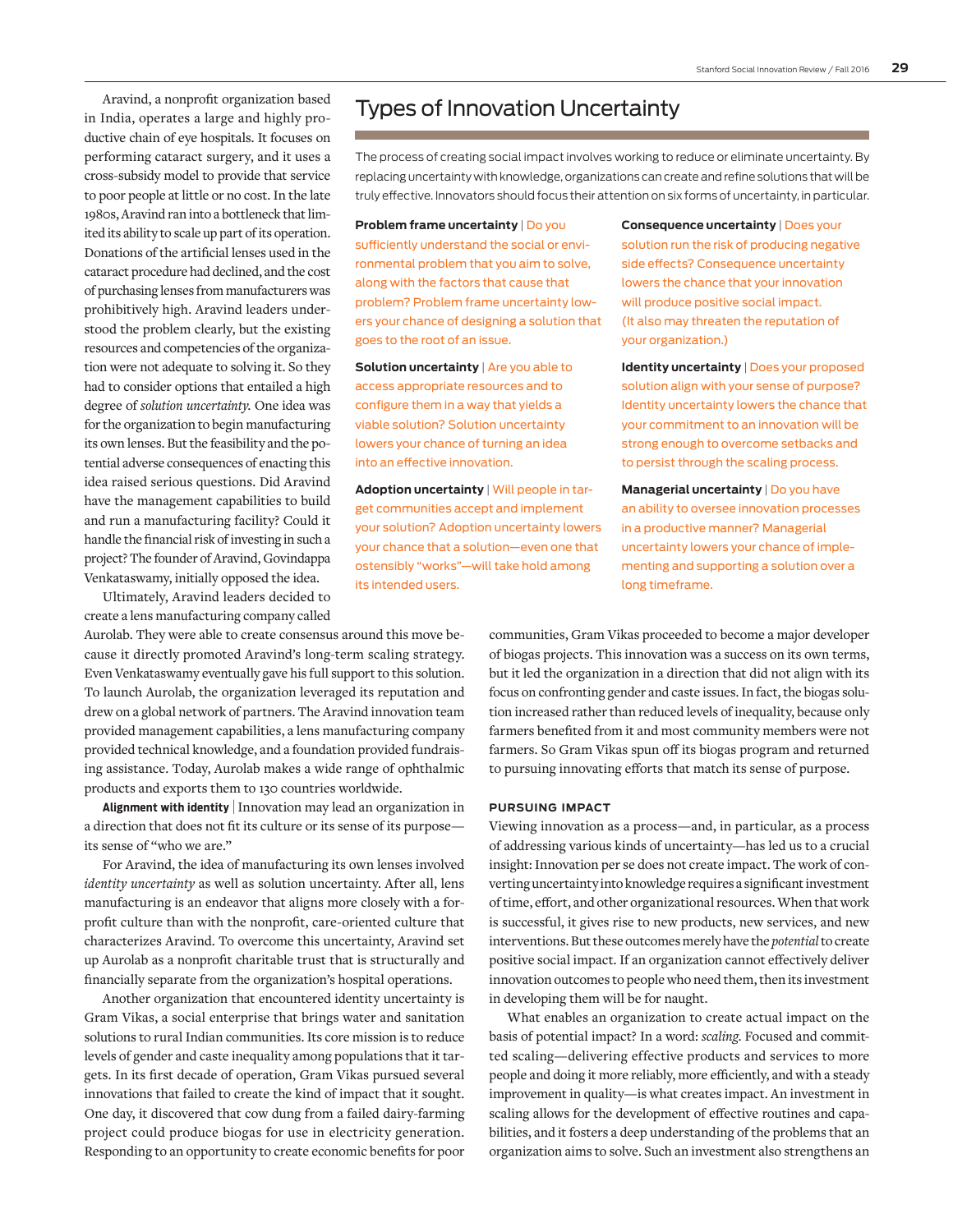Aravind, a nonprofit organization based in India, operates a large and highly productive chain of eye hospitals. It focuses on performing cataract surgery, and it uses a cross-subsidy model to provide that service to poor people at little or no cost. In the late 1980s, Aravind ran into a bottleneck that limited its ability to scale up part of its operation. Donations of the artificial lenses used in the cataract procedure had declined, and the cost of purchasing lenses from manufacturers was prohibitively high. Aravind leaders understood the problem clearly, but the existing resources and competencies of the organization were not adequate to solving it. So they had to consider options that entailed a high degree of *solution uncertainty*. One idea was for the organization to begin manufacturing its own lenses. But the feasibility and the potential adverse consequences of enacting this idea raised serious questions. Did Aravind have the management capabilities to build and run a manufacturing facility? Could it handle the financial risk of investing in such a project? The founder of Aravind, Govindappa Venkataswamy, initially opposed the idea.

Ultimately, Aravind leaders decided to create a lens manufacturing company called Aurolab. They were able to create consensus around this move because it directly promoted Aravind's long-term scaling strategy. Even Venkataswamy eventually gave his full support to this solution. To launch Aurolab, the organization leveraged its reputation and drew on a global network of partners. The Aravind innovation team provided management capabilities, a lens manufacturing company provided technical knowledge, and a foundation provided fundraising assistance. Today, Aurolab makes a wide range of ophthalmic products and exports them to 130 countries worldwide.

**Alignment with identity** | Innovation may lead an organization in a direction that does not fit its culture or its sense of its purpose—its sense of "who we are."

For Aravind, the idea of manufacturing its own lenses involved *identity uncertainty* as well as solution uncertainty. After all, lens manufacturing is an endeavor that aligns more closely with a for-profit culture than with the nonprofit, care-oriented culture that characterizes Aravind. To overcome this uncertainty, Aravind set up Aurolab as a nonprofit charitable trust that is structurally and financially separate from the organization's hospital operations.

Another organization that encountered identity uncertainty is Gram Vikas, a social enterprise that brings water and sanitation solutions to rural Indian communities. Its core mission is to reduce levels of gender and caste inequality among populations that it targets. In its first decade of operation, Gram Vikas pursued several innovations that failed to create the kind of impact that it sought. One day, it discovered that cow dung from a failed dairy-farming project could produce biogas for use in electricity generation. Responding to an opportunity to create economic benefits for poor communities, Gram Vikas proceeded to become a major developer of biogas projects. This innovation was a success on its own terms, but it led the organization in a direction that did not align with its focus on confronting gender and caste issues. In fact, the biogas solution increased rather than reduced levels of inequality, because only farmers benefited from it and most community members were not farmers. So Gram Vikas spun off its biogas program and returned to pursuing innovating efforts that match its sense of purpose.

## Types of Innovation Uncertainty

The process of creating social impact involves working to reduce or eliminate uncertainty. By replacing uncertainty with knowledge, organizations can create and refine solutions that will be truly effective. Innovators should focus their attention on six forms of uncertainty, in particular.

**Problem frame uncertainty** | Do you sufficiently understand the social or environmental problem that you aim to solve, along with the factors that cause that problem? Problem frame uncertainty lowers your chance of designing a solution that goes to the root of an issue.

**Solution uncertainty** | Are you able to access appropriate resources and to configure them in a way that yields a viable solution? Solution uncertainty lowers your chance of turning an idea into an effective innovation.

**Adoption uncertainty** | Will people in target communities accept and implement your solution? Adoption uncertainty lowers your chance that a solution—even one that ostensibly "works"—will take hold among its intended users.

**Consequence uncertainty** | Does your solution run the risk of producing negative side effects? Consequence uncertainty lowers the chance that your innovation will produce positive social impact. (It also may threaten the reputation of your organization.)

**Identity uncertainty** | Does your proposed solution align with your sense of purpose? Identity uncertainty lowers the chance that your commitment to an innovation will be strong enough to overcome setbacks and to persist through the scaling process.

**Managerial uncertainty** | Do you have an ability to oversee innovation processes in a productive manner? Managerial uncertainty lowers your chance of implementing and supporting a solution over a long timeframe.

### PURSUING IMPACT

Viewing innovation as a process—and, in particular, as a process of addressing various kinds of uncertainty—has led us to a crucial insight: Innovation per se does not create impact. The work of converting uncertainty into knowledge requires a significant investment of time, effort, and other organizational resources. When that work is successful, it gives rise to new products, new services, and new interventions. But these outcomes merely have the *potential* to create positive social impact. If an organization cannot effectively deliver innovation outcomes to people who need them, then its investment in developing them will be for naught.

What enables an organization to create actual impact on the basis of potential impact? In a word: *scaling*. Focused and committed scaling—delivering effective products and services to more people and doing it more reliably, more efficiently, and with a steady improvement in quality—is what creates impact. An investment in scaling allows for the development of effective routines and capabilities, and it fosters a deep understanding of the problems that an organization aims to solve. Such an investment also strengthens an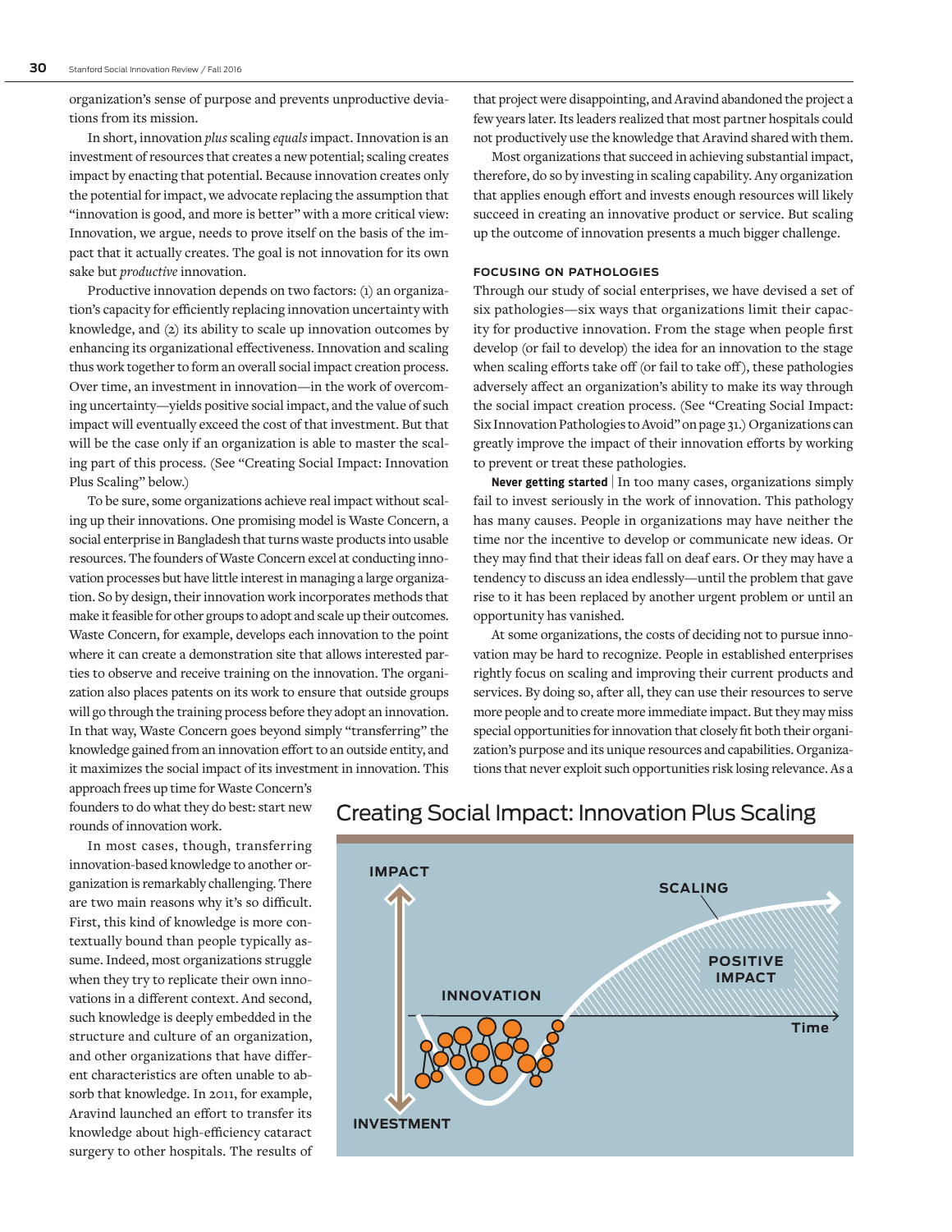organization's sense of purpose and prevents unproductive deviations from its mission.

In short, innovation *plus* scaling *equals* impact. Innovation is an investment of resources that creates a new potential; scaling creates impact by enacting that potential. Because innovation creates only the potential for impact, we advocate replacing the assumption that "innovation is good, and more is better" with a more critical view: Innovation, we argue, needs to prove itself on the basis of the impact that it actually creates. The goal is not innovation for its own sake but *productive* innovation.

Productive innovation depends on two factors: (1) an organization's capacity for efficiently replacing innovation uncertainty with knowledge, and (2) its ability to scale up innovation outcomes by enhancing its organizational effectiveness. Innovation and scaling thus work together to form an overall social impact creation process. Over time, an investment in innovation—in the work of overcoming uncertainty—yields positive social impact, and the value of such impact will eventually exceed the cost of that investment. But that will be the case only if an organization is able to master the scaling part of this process. (See "Creating Social Impact: Innovation Plus Scaling" below.)

To be sure, some organizations achieve real impact without scaling up their innovations. One promising model is Waste Concern, a social enterprise in Bangladesh that turns waste products into usable resources. The founders of Waste Concern excel at conducting innovation processes but have little interest in managing a large organization. So by design, their innovation work incorporates methods that make it feasible for other groups to adopt and scale up their outcomes. Waste Concern, for example, develops each innovation to the point where it can create a demonstration site that allows interested parties to observe and receive training on the innovation. The organization also places patents on its work to ensure that outside groups will go through the training process before they adopt an innovation. In that way, Waste Concern goes beyond simply "transferring" the knowledge gained from an innovation effort to an outside entity, and it maximizes the social impact of its investment in innovation. This approach frees up time for Waste Concern's founders to do what they do best: start new rounds of innovation work.

In most cases, though, transferring innovation-based knowledge to another organization is remarkably challenging. There are two main reasons why it's so difficult. First, this kind of knowledge is more contextually bound than people typically assume. Indeed, most organizations struggle when they try to replicate their own innovations in a different context. And second, such knowledge is deeply embedded in the structure and culture of an organization, and other organizations that have different characteristics are often unable to absorb that knowledge. In 2011, for example, Aravind launched an effort to transfer its knowledge about high-efficiency cataract surgery to other hospitals. The results of that project were disappointing, and Aravind abandoned the project a few years later. Its leaders realized that most partner hospitals could not productively use the knowledge that Aravind shared with them.

Most organizations that succeed in achieving substantial impact, therefore, do so by investing in scaling capability. Any organization that applies enough effort and invests enough resources will likely succeed in creating an innovative product or service. But scaling up the outcome of innovation presents a much bigger challenge.

### FOCUSING ON PATHOLOGIES

Through our study of social enterprises, we have devised a set of six pathologies—six ways that organizations limit their capacity for productive innovation. From the stage when people first develop (or fail to develop) the idea for an innovation to the stage when scaling efforts take off (or fail to take off), these pathologies adversely affect an organization's ability to make its way through the social impact creation process. (See "Creating Social Impact: Six Innovation Pathologies to Avoid" on page 31.) Organizations can greatly improve the impact of their innovation efforts by working to prevent or treat these pathologies.

**Never getting started** | In too many cases, organizations simply fail to invest seriously in the work of innovation. This pathology has many causes. People in organizations may have neither the time nor the incentive to develop or communicate new ideas. Or they may find that their ideas fall on deaf ears. Or they may have a tendency to discuss an idea endlessly—until the problem that gave rise to it has been replaced by another urgent problem or until an opportunity has vanished.

At some organizations, the costs of deciding not to pursue innovation may be hard to recognize. People in established enterprises rightly focus on scaling and improving their current products and services. By doing so, after all, they can use their resources to serve more people and to create more immediate impact. But they may miss special opportunities for innovation that closely fit both their organization's purpose and its unique resources and capabilities. Organizations that never exploit such opportunities risk losing relevance. As a

### Creating Social Impact: Innovation Plus Scaling

IMPACT — INVESTMENT — INNOVATION — SCALING — POSITIVE IMPACT — Time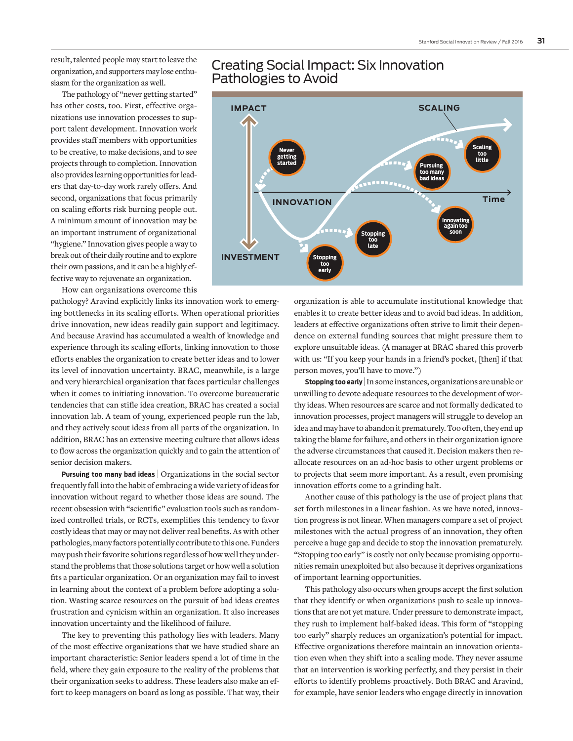result, talented people may start to leave the organization, and supporters may lose enthusiasm for the organization as well.

The pathology of "never getting started" has other costs, too. First, effective organizations use innovation processes to support talent development. Innovation work provides staff members with opportunities to be creative, to make decisions, and to see projects through to completion. Innovation also provides learning opportunities for leaders that day-to-day work rarely offers. And second, organizations that focus primarily on scaling efforts risk burning people out. A minimum amount of innovation may be an important instrument of organizational "hygiene." Innovation gives people a way to break out of their daily routine and to explore their own passions, and it can be a highly effective way to rejuvenate an organization.

How can organizations overcome this pathology? Aravind explicitly links its innovation work to emerging bottlenecks in its scaling efforts. When operational priorities drive innovation, new ideas readily gain support and legitimacy. And because Aravind has accumulated a wealth of knowledge and experience through its scaling efforts, linking innovation to those efforts enables the organization to create better ideas and to lower its level of innovation uncertainty. BRAC, meanwhile, is a large and very hierarchical organization that faces particular challenges when it comes to initiating innovation. To overcome bureaucratic tendencies that can stifle idea creation, BRAC has created a social innovation lab. A team of young,精 people run the lab, and they actively scout ideas from all parts of the organization. In addition, BRAC has an extensive meeting culture that allows ideas to flow across the organization quickly and to gain the attention of senior decision makers.

**Pursuing too many bad ideas** | Organizations in the social sector frequently fall into the habit of embracing a wide variety of ideas for innovation without regard to whether those ideas are sound. The recent obsession with "scientific" evaluation tools such as randomized controlled trials, or RCTs, exemplifies this tendency to favor costly ideas that may or may not deliver real benefits. As with other pathologies, many factors potentially contribute to this one. Funders may push their favorite solutions regardless of how well they understand the problems that those solutions target or how well a solution fits a particular organization. Or an organization may fail to invest in learning about the context of a problem before adopting a solution. Wasting scarce resources on the pursuit of bad ideas creates frustration and cynicism within an organization. It also increases innovation uncertainty and the likelihood of failure.

The key to preventing this pathology lies with leaders. Many of the most effective organizations that we have studied share an important characteristic: Senior leaders spend a lot of time in the field, where they gain exposure to the reality of the problems that their organization seeks to address. These leaders also make an effort to keep managers on board as long as possible. That way, their organization is able to accumulate institutional knowledge that enables it to create better ideas and to avoid bad ideas. In addition, leaders at effective organizations often strive to limit their dependence on external funding sources that might pressure them to explore unsuitable ideas. (A manager at BRAC shared this proverb with us: "If you keep your hands in a friend's pocket, [then] if that person moves, you'll have to move.")

**Stopping too early** | In some instances, organizations are unable or unwilling to devote adequate resources to the development of worthy ideas. When resources are scarce and not formally dedicated to innovation processes, project managers will struggle to develop an idea and may have to abandon it prematurely. Too often, they end up taking the blame for failure, and others in their organization ignore the adverse circumstances that caused it. Decision makers then reallocate resources on an ad-hoc basis to other urgent problems or to projects that seem more important. As a result, even promising innovation efforts come to a grinding halt.

Another cause of this pathology is the use of project plans that set forth milestones in a linear fashion. As we have noted, innovation progress is not linear. When managers compare a set of project milestones with the actual progress of an innovation, they often perceive a huge gap and decide to stop the innovation prematurely. "Stopping too early" is costly not only because promising opportunities remain unexploited but also because it deprives organizations of important learning opportunities.

This pathology also occurs when groups accept the first solution that they identify or when organizations push to scale up innovations that are not yet mature. Under pressure to demonstrate impact, they rush to implement half-baked ideas. This form of "stopping too early" sharply reduces an organization's potential for impact. Effective organizations therefore maintain an innovation orientation even when they shift into a scaling mode. They never assume that an intervention is working perfectly, and they persist in their efforts to identify problems proactively. Both BRAC and Aravind, for example, have senior leaders who engage directly in innovation

## Creating Social Impact: Six Innovation Pathologies to Avoid

IMPACT — SCALING — INNOVATION — Time — INVESTMENT

Never getting started · Pursuing too many bad ideas · Scaling too little · Innovating again too soon · Stopping too late · Stopping too early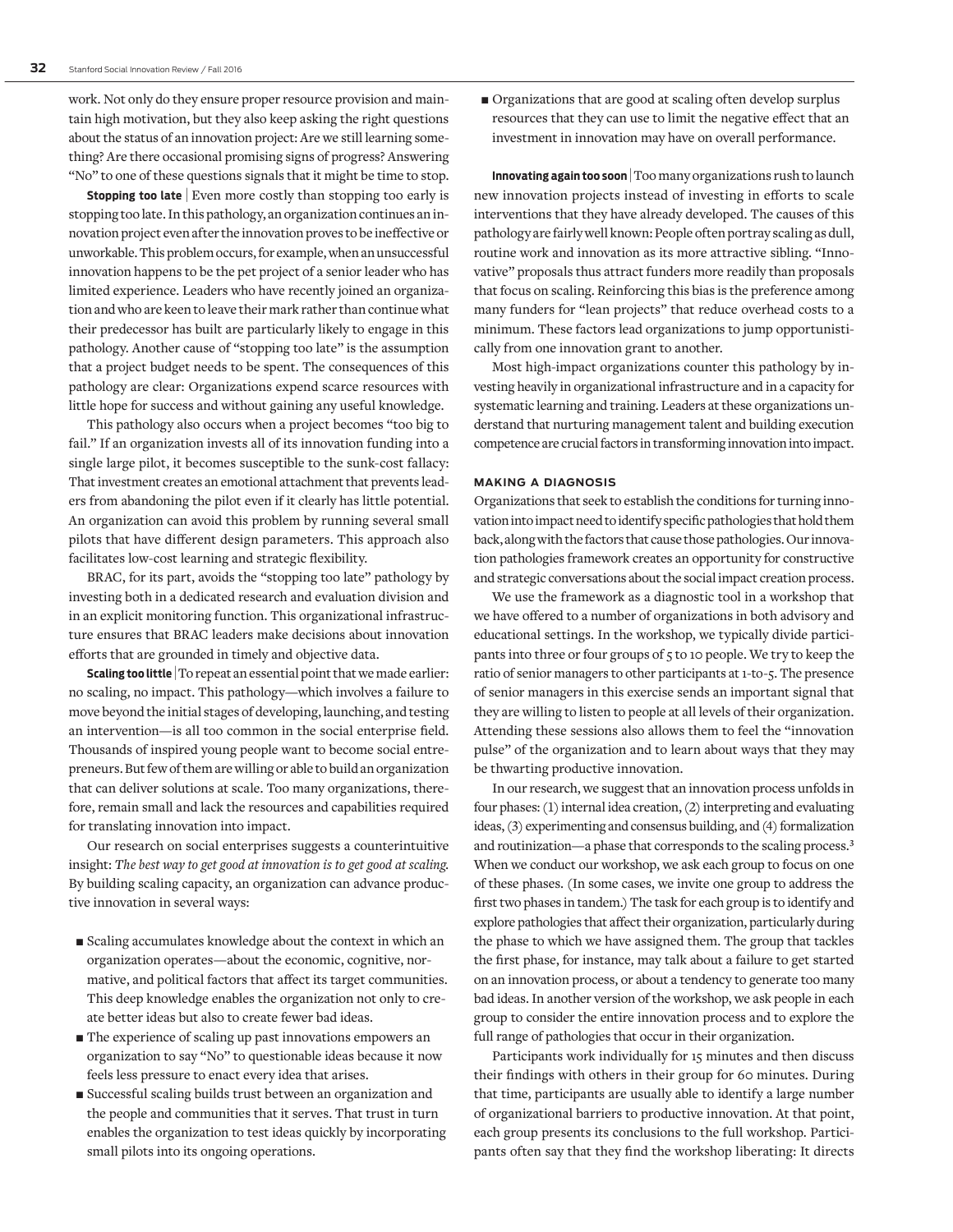work. Not only do they ensure proper resource provision and maintain high motivation, but they also keep asking the right questions about the status of an innovation project: Are we still learning something? Are there occasional promising signs of progress? Answering "No" to one of these questions signals that it might be time to stop.

**Stopping too late** | Even more costly than stopping too early is stopping too late. In this pathology, an organization continues an innovation project even after the innovation proves to be ineffective or unworkable. This problem occurs, for example, when an unsuccessful innovation happens to be the pet project of a senior leader who has limited experience. Leaders who have recently joined an organization and who are keen to leave their mark rather than continue what their predecessor has built are particularly likely to engage in this pathology. Another cause of "stopping too late" is the assumption that a project budget needs to be spent. The consequences of this pathology are clear: Organizations expend scarce resources with little hope for success and without gaining any useful knowledge.

This pathology also occurs when a project becomes "too big to fail." If an organization invests all of its innovation funding into a single large pilot, it becomes susceptible to the sunk-cost fallacy: That investment creates an emotional attachment that prevents leaders from abandoning the pilot even if it clearly has little potential. An organization can avoid this problem by running several small pilots that have different design parameters. This approach also facilitates low-cost learning and strategic flexibility.

BRAC, for its part, avoids the "stopping too late" pathology by investing both in a dedicated research and evaluation division and in an explicit monitoring function. This organizational infrastructure ensures that BRAC leaders make decisions about innovation efforts that are grounded in timely and objective data.

**Scaling too little** | To repeat an essential point that we made earlier: no scaling, no impact. This pathology—which involves a failure to move beyond the initial stages of developing, launching, and testing an intervention—is all too common in the social enterprise field. Thousands of inspired young people want to become social entrepreneurs. But few of them are willing or able to build an organization that can deliver solutions at scale. Too many organizations, therefore, remain small and lack the resources and capabilities required for translating innovation into impact.

Our research on social enterprises suggests a counterintuitive insight: *The best way to get good at innovation is to get good at scaling.* By building scaling capacity, an organization can advance productive innovation in several ways:

- Scaling accumulates knowledge about the context in which an organization operates—about the economic, cognitive, normative, and political factors that affect its target communities. This deep knowledge enables the organization not only to create better ideas but also to create fewer bad ideas.
- The experience of scaling up past innovations empowers an organization to say "No" to questionable ideas because it now feels less pressure to enact every idea that arises.
- Successful scaling builds trust between an organization and the people and communities that it serves. That trust in turn enables the organization to test ideas quickly by incorporating small pilots into its ongoing operations.
- Organizations that are good at scaling often develop surplus resources that they can use to limit the negative effect that an investment in innovation may have on overall performance.

**Innovating again too soon** | Too many organizations rush to launch new innovation projects instead of investing in efforts to scale interventions that they have already developed. The causes of this pathology are fairly well known: People often portray scaling as dull, routine work and innovation as its more attractive sibling. "Innovative" proposals thus attract funders more readily than proposals that focus on scaling. Reinforcing this bias is the preference among many funders for "lean projects" that reduce overhead costs to a minimum. These factors lead organizations to jump opportunistically from one innovation grant to another.

Most high-impact organizations counter this pathology by investing heavily in organizational infrastructure and in a capacity for systematic learning and training. Leaders at these organizations understand that nurturing management talent and building execution competence are crucial factors in transforming innovation into impact.

## MAKING A DIAGNOSIS

Organizations that seek to establish the conditions for turning innovation into impact need to identify specific pathologies that hold them back, along with the factors that cause those pathologies. Our innovation pathologies framework creates an opportunity for constructive and strategic conversations about the social impact creation process.

We use the framework as a diagnostic tool in a workshop that we have offered to a number of organizations in both advisory and educational settings. In the workshop, we typically divide participants into three or four groups of 5 to 10 people. We try to keep the ratio of senior managers to other participants at 1-to-5. The presence of senior managers in this exercise sends an important signal that they are willing to listen to people at all levels of their organization. Attending these sessions also allows them to feel the "innovation pulse" of the organization and to learn about ways that they may be thwarting productive innovation.

In our research, we suggest that an innovation process unfolds in four phases: (1) internal idea creation, (2) interpreting and evaluating ideas, (3) experimenting and consensus building, and (4) formalization and routinization—a phase that corresponds to the scaling process.[3] When we conduct our workshop, we ask each group to focus on one of these phases. (In some cases, we invite one group to address the first two phases in tandem.) The task for each group is to identify and explore pathologies that affect their organization, particularly during the phase to which we have assigned them. The group that tackles the first phase, for instance, may talk about a failure to get started on an innovation process, or about a tendency to generate too many bad ideas. In another version of the workshop, we ask people in each group to consider the entire innovation process and to explore the full range of pathologies that occur in their organization.

Participants work individually for 15 minutes and then discuss their findings with others in their group for 60 minutes. During that time, participants are usually able to identify a large number of organizational barriers to productive innovation. At that point, each group presents its conclusions to the full workshop. Participants often say that they find the workshop liberating: It directs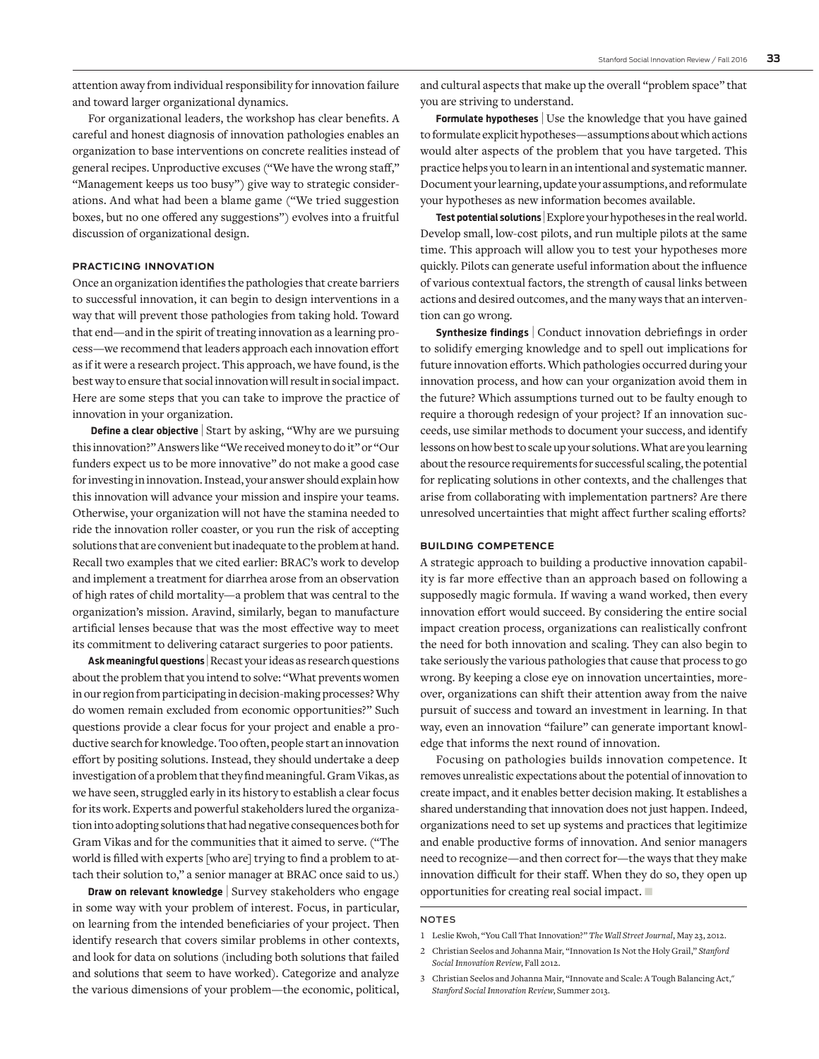attention away from individual responsibility for innovation failure and toward larger organizational dynamics.

For organizational leaders, the workshop has clear benefits. A careful and honest diagnosis of innovation pathologies enables an organization to base interventions on concrete realities instead of general recipes. Unproductive excuses ("We have the wrong staff," "Management keeps us too busy") give way to strategic considerations. And what had been a blame game ("We tried suggestion boxes, but no one offered any suggestions") evolves into a fruitful discussion of organizational design.

### PRACTICING INNOVATION

Once an organization identifies the pathologies that create barriers to successful innovation, it can begin to design interventions in a way that will prevent those pathologies from taking hold. Toward that end—and in the spirit of treating innovation as a learning process—we recommend that leaders approach each innovation effort as if it were a research project. This approach, we have found, is the best way to ensure that social innovation will result in social impact. Here are some steps that you can take to improve the practice of innovation in your organization.

**Define a clear objective** | Start by asking, "Why are we pursuing this innovation?" Answers like "We received money to do it" or "Our funders expect us to be more innovative" do not make a good case for investing in innovation. Instead, your answer should explain how this innovation will advance your mission and inspire your teams. Otherwise, your organization will not have the stamina needed to ride the innovation roller coaster, or you run the risk of accepting solutions that are convenient but inadequate to the problem at hand. Recall two examples that we cited earlier: BRAC's work to develop and implement a treatment for diarrhea arose from an observation of high rates of child mortality—a problem that was central to the organization's mission. Aravind, similarly, began to manufacture artificial lenses because that was the most effective way to meet its commitment to delivering cataract surgeries to poor patients.

**Ask meaningful questions** | Recast your ideas as research questions about the problem that you intend to solve: "What prevents women in our region from participating in decision-making processes? Why do women remain excluded from economic opportunities?" Such questions provide a clear focus for your project and enable a productive search for knowledge. Too often, people start an innovation effort by positing solutions. Instead, they should undertake a deep investigation of a problem that they find meaningful. Gram Vikas, as we have seen, struggled early in its history to establish a clear focus for its work. Experts and powerful stakeholders lured the organization into adopting solutions that had negative consequences both for Gram Vikas and for the communities that it aimed to serve. ("The world is filled with experts [who are] trying to find a problem to attach their solution to," a senior manager at BRAC once said to us.)

**Draw on relevant knowledge** | Survey stakeholders who engage in some way with your problem of interest. Focus, in particular, on learning from the intended beneficiaries of your project. Then identify research that covers similar problems in other contexts, and look for data on solutions (including both solutions that failed and solutions that seem to have worked). Categorize and analyze the various dimensions of your problem—the economic, political, and cultural aspects that make up the overall "problem space" that you are striving to understand.

**Formulate hypotheses** | Use the knowledge that you have gained to formulate explicit hypotheses—assumptions about which actions would alter aspects of the problem that you have targeted. This practice helps you to learn in an intentional and systematic manner. Document your learning, update your assumptions, and reformulate your hypotheses as new information becomes available.

**Test potential solutions** | Explore your hypotheses in the real world. Develop small, low-cost pilots, and run multiple pilots at the same time. This approach will allow you to test your hypotheses more quickly. Pilots can generate useful information about the influence of various contextual factors, the strength of causal links between actions and desired outcomes, and the many ways that an intervention can go wrong.

**Synthesize findings** | Conduct innovation debriefings in order to solidify emerging knowledge and to spell out implications for future innovation efforts. Which pathologies occurred during your innovation process, and how can your organization avoid them in the future? Which assumptions turned out to be faulty enough to require a thorough redesign of your project? If an innovation succeeds, use similar methods to document your success, and identify lessons on how best to scale up your solutions. What are you learning about the resource requirements for successful scaling, the potential for replicating solutions in other contexts, and the challenges that arise from collaborating with implementation partners? Are there unresolved uncertainties that might affect further scaling efforts?

### BUILDING COMPETENCE

A strategic approach to building a productive innovation capability is far more effective than an approach based on following a supposedly magic formula. If waving a wand worked, then every innovation effort would succeed. By considering the entire social impact creation process, organizations can realistically confront the need for both innovation and scaling. They can also begin to take seriously the various pathologies that cause that process to go wrong. By keeping a close eye on innovation uncertainties, moreover, organizations can shift their attention away from the naive pursuit of success and toward an investment in learning. In that way, even an innovation "failure" can generate important knowledge that informs the next round of innovation.

Focusing on pathologies builds innovation competence. It removes unrealistic expectations about the potential of innovation to create impact, and it enables better decision making. It establishes a shared understanding that innovation does not just happen. Indeed, organizations need to set up systems and practices that legitimize and enable productive forms of innovation. And senior managers need to recognize—and then correct for—the ways that they make innovation difficult for their staff. When they do so, they open up opportunities for creating real social impact. ■

### NOTES

1. Leslie Kwoh, "You Call That Innovation?" *The Wall Street Journal*, May 23, 2012.
2. Christian Seelos and Johanna Mair, "Innovation Is Not the Holy Grail," *Stanford Social Innovation Review*, Fall 2012.
3. Christian Seelos and Johanna Mair, "Innovate and Scale: A Tough Balancing Act," *Stanford Social Innovation Review*, Summer 2013.